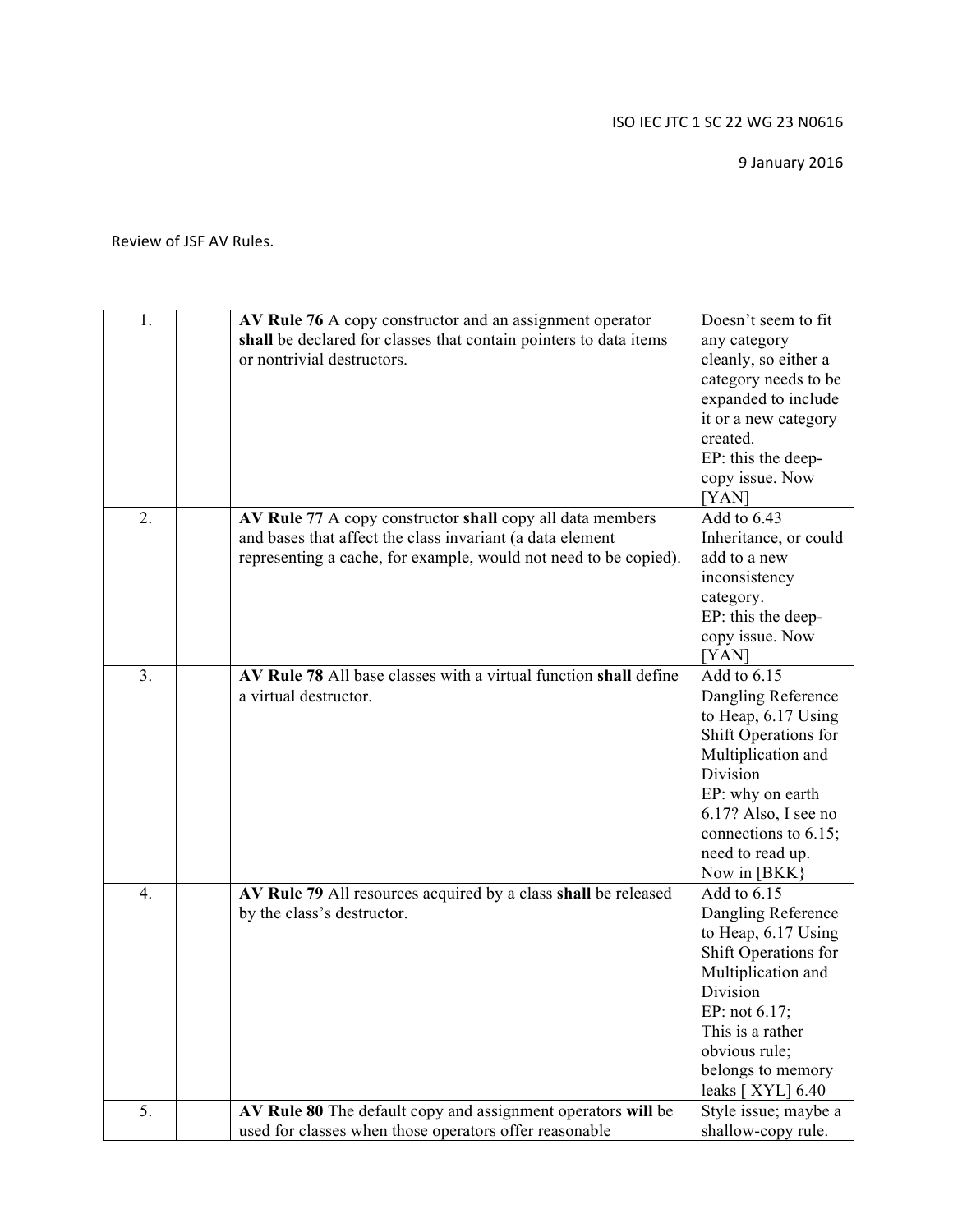ISO IEC JTC 1 SC 22 WG 23 N0616

9 January 2016

Review of JSF AV Rules.

| | | | |
|---|---|---|---|
| 1. | | **AV Rule 76** A copy constructor and an assignment operator **shall** be declared for classes that contain pointers to data items or nontrivial destructors. | Doesn't seem to fit any category cleanly, so either a category needs to be expanded to include it or a new category created.<br>EP: this the deep-copy issue. Now [YAN] |
| 2. | | **AV Rule 77** A copy constructor **shall** copy all data members and bases that affect the class invariant (a data element representing a cache, for example, would not need to be copied). | Add to 6.43 Inheritance, or could add to a new inconsistency category.<br>EP: this the deep-copy issue. Now [YAN] |
| 3. | | **AV Rule 78** All base classes with a virtual function **shall** define a virtual destructor. | Add to 6.15 Dangling Reference to Heap, 6.17 Using Shift Operations for Multiplication and Division<br>EP: why on earth 6.17? Also, I see no connections to 6.15; need to read up. Now in [BKK} |
| 4. | | **AV Rule 79** All resources acquired by a class **shall** be released by the class's destructor. | Add to 6.15 Dangling Reference to Heap, 6.17 Using Shift Operations for Multiplication and Division<br>EP: not 6.17;<br>This is a rather obvious rule; belongs to memory leaks [ XYL] 6.40 |
| 5. | | **AV Rule 80** The default copy and assignment operators **will** be used for classes when those operators offer reasonable | Style issue; maybe a shallow-copy rule. |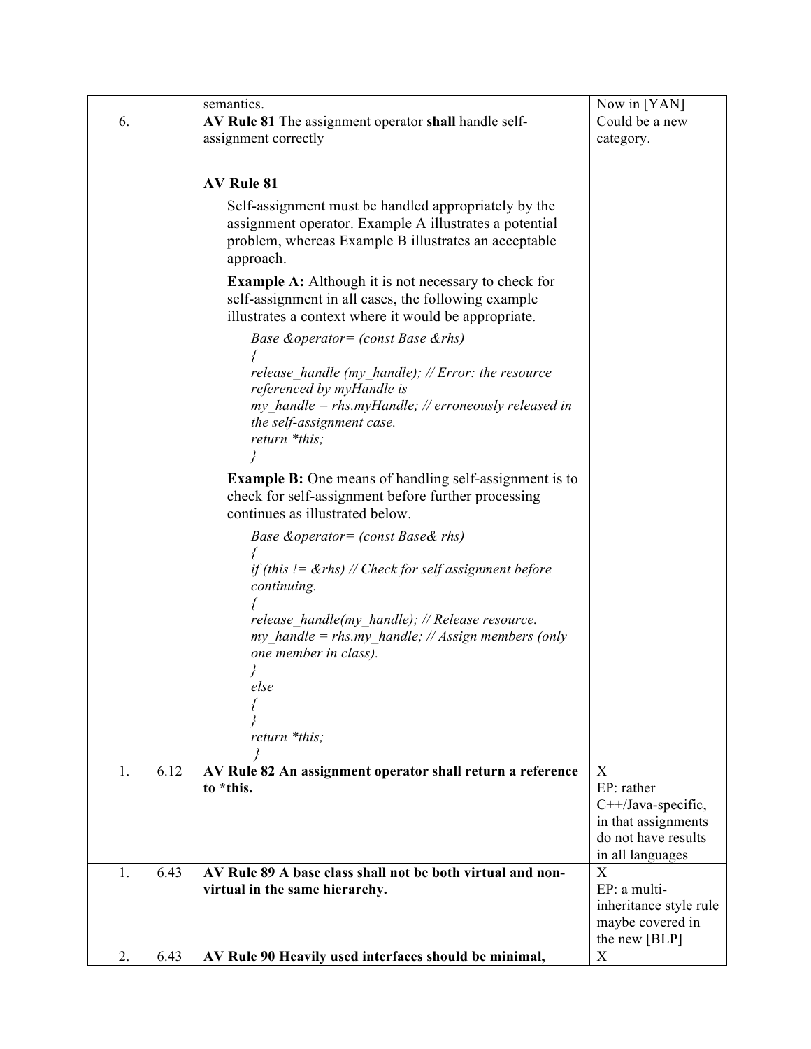| | | | |
|---|---|---|---|
| | | semantics. | Now in [YAN] |
| 6. | | **AV Rule 81** The assignment operator **shall** handle self-assignment correctly<br><br>**AV Rule 81**<br><br>Self-assignment must be handled appropriately by the assignment operator. Example A illustrates a potential problem, whereas Example B illustrates an acceptable approach.<br><br>**Example A:** Although it is not necessary to check for self-assignment in all cases, the following example illustrates a context where it would be appropriate.<br><br>*Base &operator= (const Base &rhs)*<br>*{*<br>*release_handle (my_handle); // Error: the resource referenced by myHandle is*<br>*my_handle = rhs.myHandle; // erroneously released in the self-assignment case.*<br>*return *this;*<br>*}*<br><br>**Example B:** One means of handling self-assignment is to check for self-assignment before further processing continues as illustrated below.<br><br>*Base &operator= (const Base& rhs)*<br>*{*<br>*if (this != &rhs) // Check for self assignment before continuing.*<br>*{*<br>*release_handle(my_handle); // Release resource.*<br>*my_handle = rhs.my_handle; // Assign members (only one member in class).*<br>*}*<br>*else*<br>*{*<br>*}*<br>*return *this;*<br>*}* | Could be a new category. |
| 1. | 6.12 | **AV Rule 82 An assignment operator shall return a reference to *this.** | X<br>EP: rather C++/Java-specific, in that assignments do not have results in all languages |
| 1. | 6.43 | **AV Rule 89 A base class shall not be both virtual and non-virtual in the same hierarchy.** | X<br>EP: a multi-inheritance style rule maybe covered in the new [BLP] |
| 2. | 6.43 | **AV Rule 90 Heavily used interfaces should be minimal,** | X |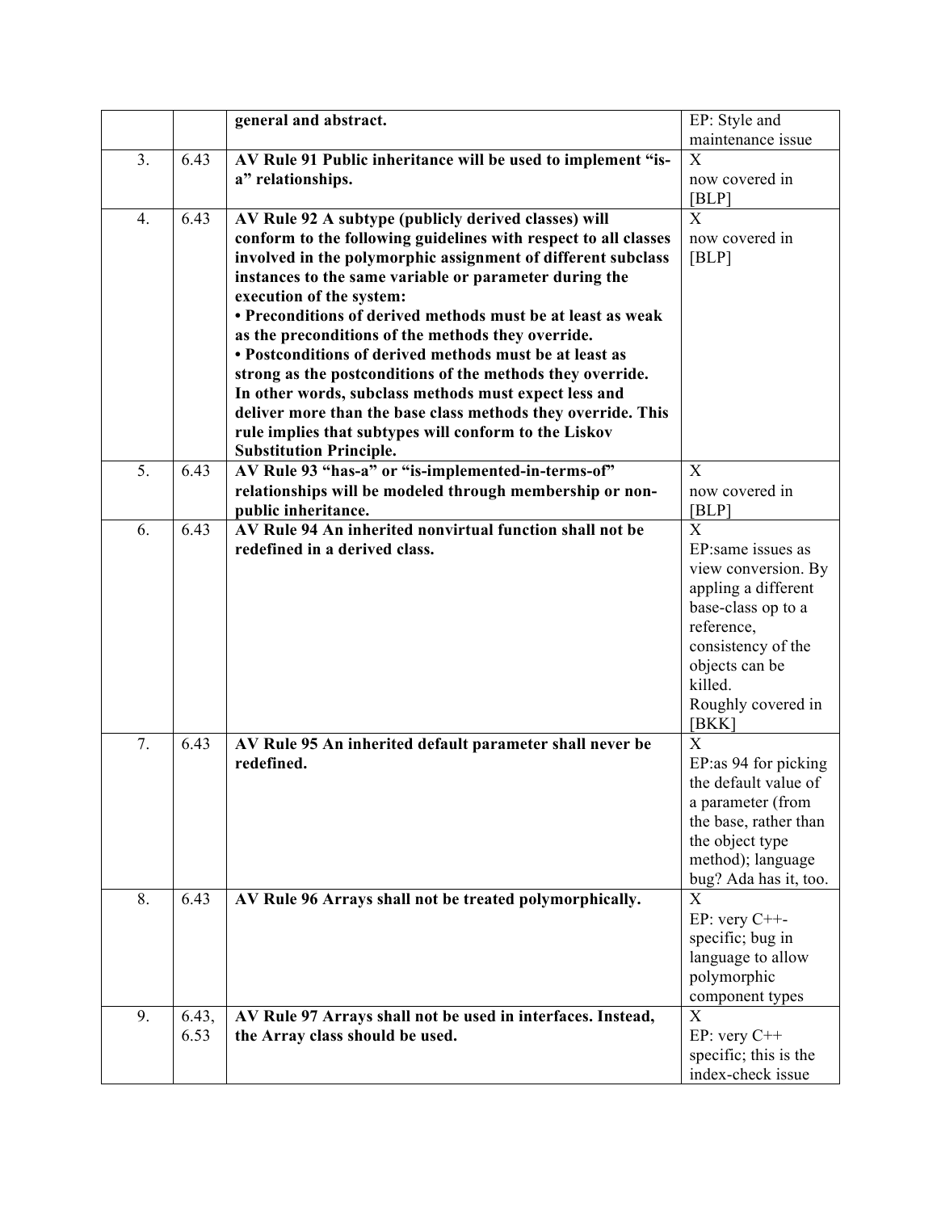| | | | |
|---|---|---|---|
| | | **general and abstract.** | EP: Style and maintenance issue |
| 3. | 6.43 | **AV Rule 91 Public inheritance will be used to implement "is-a" relationships.** | X<br>now covered in [BLP] |
| 4. | 6.43 | **AV Rule 92 A subtype (publicly derived classes) will conform to the following guidelines with respect to all classes involved in the polymorphic assignment of different subclass instances to the same variable or parameter during the execution of the system:**<br>**• Preconditions of derived methods must be at least as weak as the preconditions of the methods they override.**<br>**• Postconditions of derived methods must be at least as strong as the postconditions of the methods they override. In other words, subclass methods must expect less and deliver more than the base class methods they override. This rule implies that subtypes will conform to the Liskov Substitution Principle.** | X<br>now covered in [BLP] |
| 5. | 6.43 | **AV Rule 93 "has-a" or "is-implemented-in-terms-of" relationships will be modeled through membership or non-public inheritance.** | X<br>now covered in [BLP] |
| 6. | 6.43 | **AV Rule 94 An inherited nonvirtual function shall not be redefined in a derived class.** | X<br>EP:same issues as view conversion. By appling a different base-class op to a reference, consistency of the objects can be killed.<br>Roughly covered in [BKK] |
| 7. | 6.43 | **AV Rule 95 An inherited default parameter shall never be redefined.** | X<br>EP:as 94 for picking the default value of a parameter (from the base, rather than the object type method); language bug? Ada has it, too. |
| 8. | 6.43 | **AV Rule 96 Arrays shall not be treated polymorphically.** | X<br>EP: very C++-specific; bug in language to allow polymorphic component types |
| 9. | 6.43, 6.53 | **AV Rule 97 Arrays shall not be used in interfaces. Instead, the Array class should be used.** | X<br>EP: very C++ specific; this is the index-check issue |